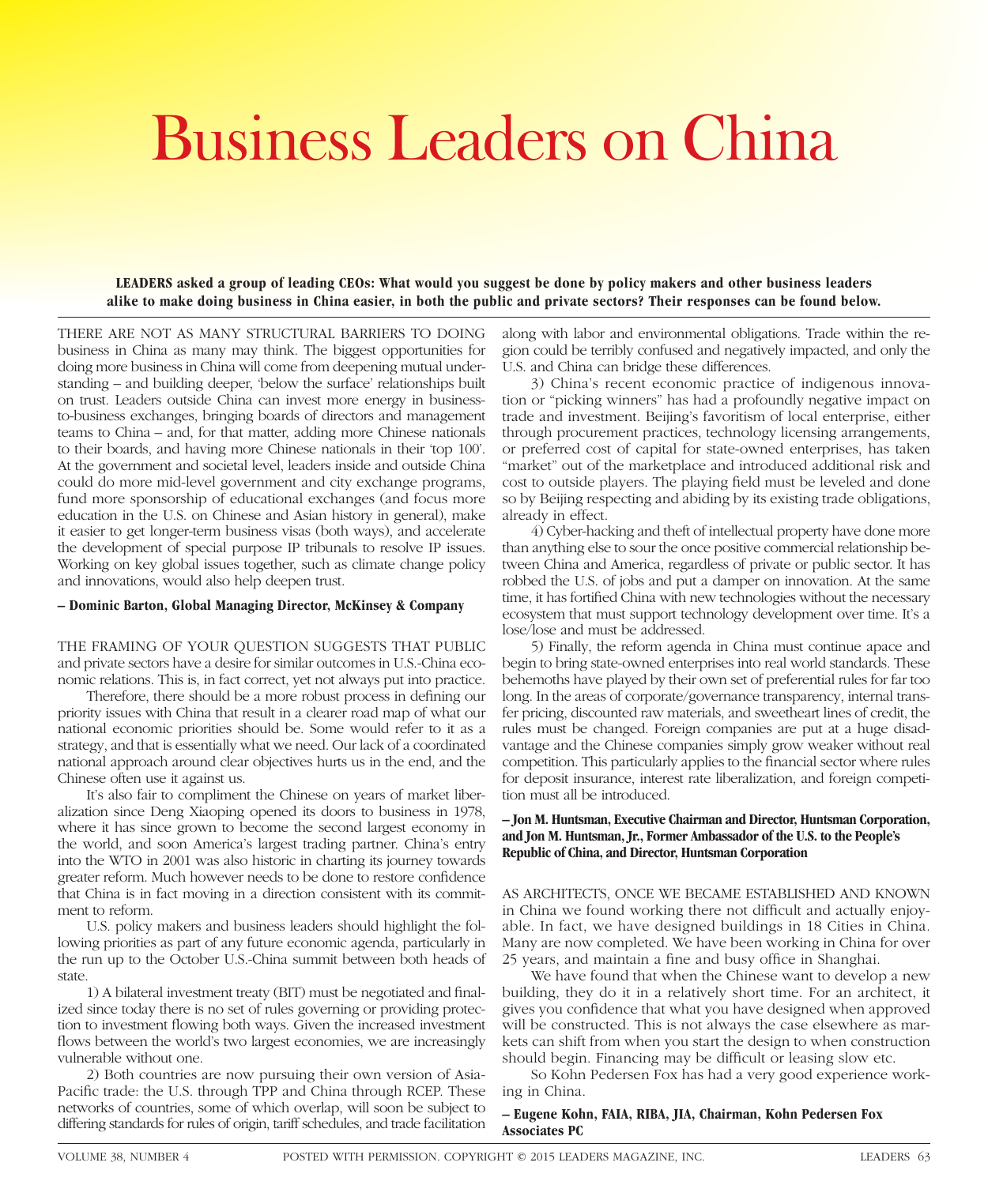# Business Leaders on China

**LEADERS asked a group of leading CEOs: What would you suggest be done by policy makers and other business leaders alike to make doing business in China easier, in both the public and private sectors? Their responses can be found below.**

THERE ARE NOT AS MANY STRUCTURAL BARRIERS TO DOING business in China as many may think. The biggest opportunities for doing more business in China will come from deepening mutual understanding – and building deeper, 'below the surface' relationships built on trust. Leaders outside China can invest more energy in business-to-business exchanges, bringing boards of directors and management teams to China – and, for that matter, adding more Chinese nationals to their boards, and having more Chinese nationals in their 'top 100'. At the government and societal level, leaders inside and outside China could do more mid-level government and city exchange programs, fund more sponsorship of educational exchanges (and focus more education in the U.S. on Chinese and Asian history in general), make it easier to get longer-term business visas (both ways), and accelerate the development of special purpose IP tribunals to resolve IP issues. Working on key global issues together, such as climate change policy and innovations, would also help deepen trust.

**– Dominic Barton, Global Managing Director, McKinsey & Company**

THE FRAMING OF YOUR QUESTION SUGGESTS THAT PUBLIC and private sectors have a desire for similar outcomes in U.S.-China economic relations. This is, in fact correct, yet not always put into practice.

Therefore, there should be a more robust process in defining our priority issues with China that result in a clearer road map of what our national economic priorities should be. Some would refer to it as a strategy, and that is essentially what we need. Our lack of a coordinated national approach around clear objectives hurts us in the end, and the Chinese often use it against us.

It's also fair to compliment the Chinese on years of market liberalization since Deng Xiaoping opened its doors to business in 1978, where it has since grown to become the second largest economy in the world, and soon America's largest trading partner. China's entry into the WTO in 2001 was also historic in charting its journey towards greater reform. Much however needs to be done to restore confidence that China is in fact moving in a direction consistent with its commitment to reform.

U.S. policy makers and business leaders should highlight the following priorities as part of any future economic agenda, particularly in the run up to the October U.S.-China summit between both heads of state.

1) A bilateral investment treaty (BIT) must be negotiated and finalized since today there is no set of rules governing or providing protection to investment flowing both ways. Given the increased investment flows between the world's two largest economies, we are increasingly vulnerable without one.

2) Both countries are now pursuing their own version of Asia-Pacific trade: the U.S. through TPP and China through RCEP. These networks of countries, some of which overlap, will soon be subject to differing standards for rules of origin, tariff schedules, and trade facilitation along with labor and environmental obligations. Trade within the region could be terribly confused and negatively impacted, and only the U.S. and China can bridge these differences.

3) China's recent economic practice of indigenous innovation or "picking winners" has had a profoundly negative impact on trade and investment. Beijing's favoritism of local enterprise, either through procurement practices, technology licensing arrangements, or preferred cost of capital for state-owned enterprises, has taken "market" out of the marketplace and introduced additional risk and cost to outside players. The playing field must be leveled and done so by Beijing respecting and abiding by its existing trade obligations, already in effect.

4) Cyber-hacking and theft of intellectual property have done more than anything else to sour the once positive commercial relationship between China and America, regardless of private or public sector. It has robbed the U.S. of jobs and put a damper on innovation. At the same time, it has fortified China with new technologies without the necessary ecosystem that must support technology development over time. It's a lose/lose and must be addressed.

5) Finally, the reform agenda in China must continue apace and begin to bring state-owned enterprises into real world standards. These behemoths have played by their own set of preferential rules for far too long. In the areas of corporate/governance transparency, internal transfer pricing, discounted raw materials, and sweetheart lines of credit, the rules must be changed. Foreign companies are put at a huge disadvantage and the Chinese companies simply grow weaker without real competition. This particularly applies to the financial sector where rules for deposit insurance, interest rate liberalization, and foreign competition must all be introduced.

**– Jon M. Huntsman, Executive Chairman and Director, Huntsman Corporation, and Jon M. Huntsman, Jr., Former Ambassador of the U.S. to the People's Republic of China, and Director, Huntsman Corporation**

AS ARCHITECTS, ONCE WE BECAME ESTABLISHED AND KNOWN in China we found working there not difficult and actually enjoyable. In fact, we have designed buildings in 18 Cities in China. Many are now completed. We have been working in China for over 25 years, and maintain a fine and busy office in Shanghai.

We have found that when the Chinese want to develop a new building, they do it in a relatively short time. For an architect, it gives you confidence that what you have designed when approved will be constructed. This is not always the case elsewhere as markets can shift from when you start the design to when construction should begin. Financing may be difficult or leasing slow etc.

So Kohn Pedersen Fox has had a very good experience working in China.

**– Eugene Kohn, FAIA, RIBA, JIA, Chairman, Kohn Pedersen Fox Associates PC**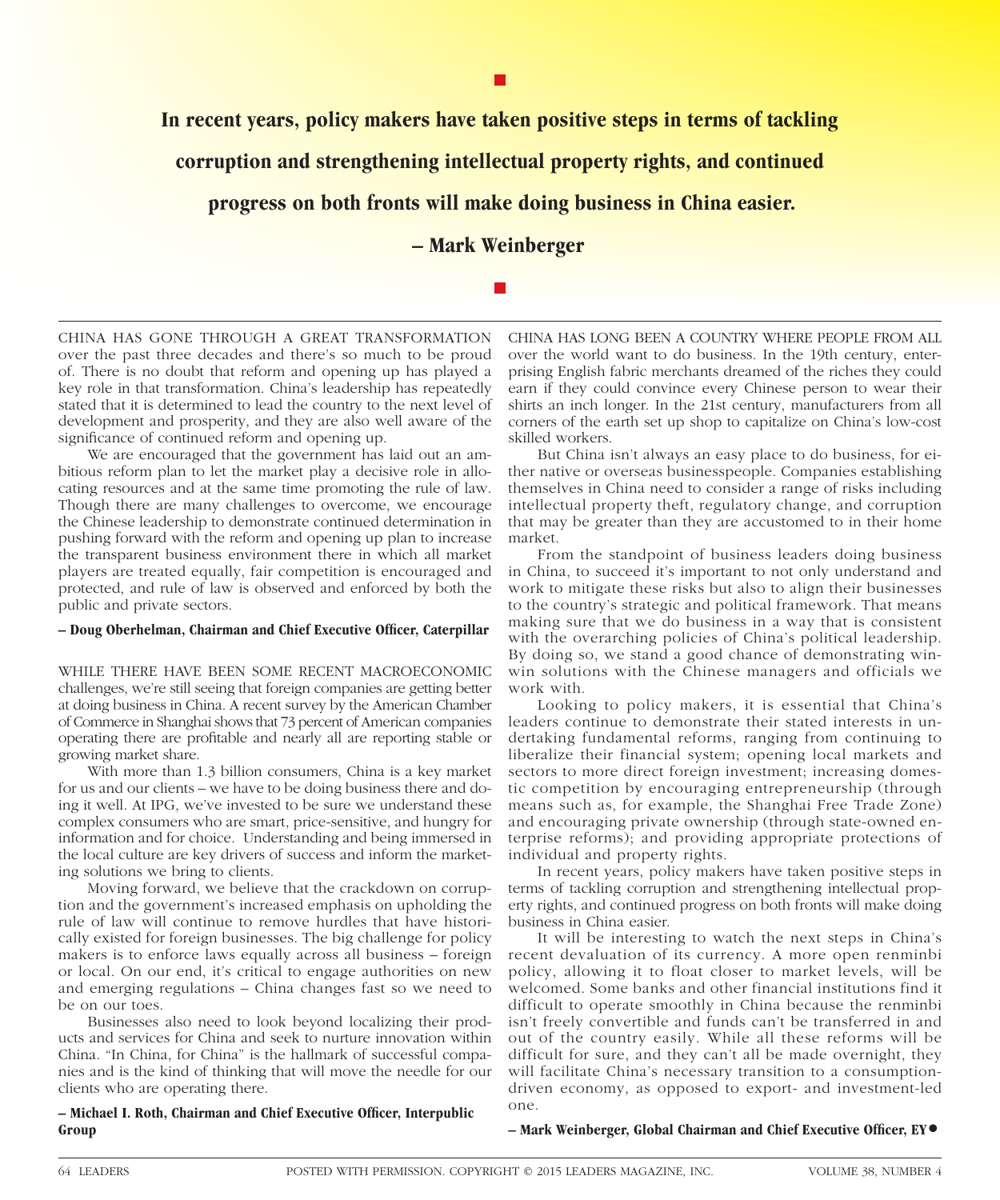**In recent years, policy makers have taken positive steps in terms of tackling corruption and strengthening intellectual property rights, and continued progress on both fronts will make doing business in China easier.**

**– Mark Weinberger**

CHINA HAS GONE THROUGH A GREAT TRANSFORMATION over the past three decades and there's so much to be proud of. There is no doubt that reform and opening up has played a key role in that transformation. China's leadership has repeatedly stated that it is determined to lead the country to the next level of development and prosperity, and they are also well aware of the significance of continued reform and opening up.

We are encouraged that the government has laid out an ambitious reform plan to let the market play a decisive role in allocating resources and at the same time promoting the rule of law. Though there are many challenges to overcome, we encourage the Chinese leadership to demonstrate continued determination in pushing forward with the reform and opening up plan to increase the transparent business environment there in which all market players are treated equally, fair competition is encouraged and protected, and rule of law is observed and enforced by both the public and private sectors.

**– Doug Oberhelman, Chairman and Chief Executive Officer, Caterpillar**

WHILE THERE HAVE BEEN SOME RECENT MACROECONOMIC challenges, we're still seeing that foreign companies are getting better at doing business in China. A recent survey by the American Chamber of Commerce in Shanghai shows that 73 percent of American companies operating there are profitable and nearly all are reporting stable or growing market share.

With more than 1.3 billion consumers, China is a key market for us and our clients – we have to be doing business there and doing it well. At IPG, we've invested to be sure we understand these complex consumers who are smart, price-sensitive, and hungry for information and for choice. Understanding and being immersed in the local culture are key drivers of success and inform the marketing solutions we bring to clients.

Moving forward, we believe that the crackdown on corruption and the government's increased emphasis on upholding the rule of law will continue to remove hurdles that have historically existed for foreign businesses. The big challenge for policy makers is to enforce laws equally across all business – foreign or local. On our end, it's critical to engage authorities on new and emerging regulations – China changes fast so we need to be on our toes.

Businesses also need to look beyond localizing their products and services for China and seek to nurture innovation within China. "In China, for China" is the hallmark of successful companies and is the kind of thinking that will move the needle for our clients who are operating there.

**– Michael I. Roth, Chairman and Chief Executive Officer, Interpublic Group**

CHINA HAS LONG BEEN A COUNTRY WHERE PEOPLE FROM ALL over the world want to do business. In the 19th century, enterprising English fabric merchants dreamed of the riches they could earn if they could convince every Chinese person to wear their shirts an inch longer. In the 21st century, manufacturers from all corners of the earth set up shop to capitalize on China's low-cost skilled workers.

But China isn't always an easy place to do business, for either native or overseas businesspeople. Companies establishing themselves in China need to consider a range of risks including intellectual property theft, regulatory change, and corruption that may be greater than they are accustomed to in their home market.

From the standpoint of business leaders doing business in China, to succeed it's important to not only understand and work to mitigate these risks but also to align their businesses to the country's strategic and political framework. That means making sure that we do business in a way that is consistent with the overarching policies of China's political leadership. By doing so, we stand a good chance of demonstrating win-win solutions with the Chinese managers and officials we work with.

Looking to policy makers, it is essential that China's leaders continue to demonstrate their stated interests in undertaking fundamental reforms, ranging from continuing to liberalize their financial system; opening local markets and sectors to more direct foreign investment; increasing domestic competition by encouraging entrepreneurship (through means such as, for example, the Shanghai Free Trade Zone) and encouraging private ownership (through state-owned enterprise reforms); and providing appropriate protections of individual and property rights.

In recent years, policy makers have taken positive steps in terms of tackling corruption and strengthening intellectual property rights, and continued progress on both fronts will make doing business in China easier.

It will be interesting to watch the next steps in China's recent devaluation of its currency. A more open renminbi policy, allowing it to float closer to market levels, will be welcomed. Some banks and other financial institutions find it difficult to operate smoothly in China because the renminbi isn't freely convertible and funds can't be transferred in and out of the country easily. While all these reforms will be difficult for sure, and they can't all be made overnight, they will facilitate China's necessary transition to a consumption-driven economy, as opposed to export- and investment-led one.

**– Mark Weinberger, Global Chairman and Chief Executive Officer, EY**